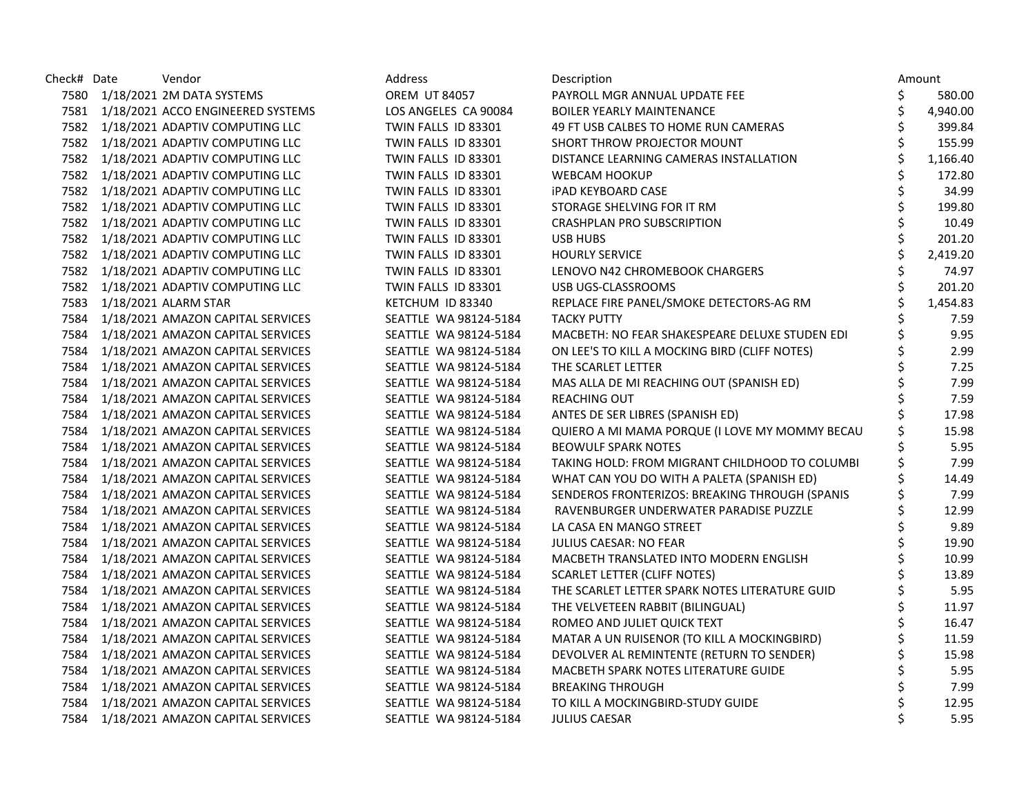| Check# | Date | Vendor | Address | Description | Amount |
|---|---|---|---|---|---|
| 7580 | 1/18/2021 | 2M DATA SYSTEMS | OREM UT 84057 | PAYROLL MGR ANNUAL UPDATE FEE | $ 580.00 |
| 7581 | 1/18/2021 | ACCO ENGINEERED SYSTEMS | LOS ANGELES CA 90084 | BOILER YEARLY MAINTENANCE | $ 4,940.00 |
| 7582 | 1/18/2021 | ADAPTIV COMPUTING LLC | TWIN FALLS ID 83301 | 49 FT USB CALBES TO HOME RUN CAMERAS | $ 399.84 |
| 7582 | 1/18/2021 | ADAPTIV COMPUTING LLC | TWIN FALLS ID 83301 | SHORT THROW PROJECTOR MOUNT | $ 155.99 |
| 7582 | 1/18/2021 | ADAPTIV COMPUTING LLC | TWIN FALLS ID 83301 | DISTANCE LEARNING CAMERAS INSTALLATION | $ 1,166.40 |
| 7582 | 1/18/2021 | ADAPTIV COMPUTING LLC | TWIN FALLS ID 83301 | WEBCAM HOOKUP | $ 172.80 |
| 7582 | 1/18/2021 | ADAPTIV COMPUTING LLC | TWIN FALLS ID 83301 | iPAD KEYBOARD CASE | $ 34.99 |
| 7582 | 1/18/2021 | ADAPTIV COMPUTING LLC | TWIN FALLS ID 83301 | STORAGE SHELVING FOR IT RM | $ 199.80 |
| 7582 | 1/18/2021 | ADAPTIV COMPUTING LLC | TWIN FALLS ID 83301 | CRASHPLAN PRO SUBSCRIPTION | $ 10.49 |
| 7582 | 1/18/2021 | ADAPTIV COMPUTING LLC | TWIN FALLS ID 83301 | USB HUBS | $ 201.20 |
| 7582 | 1/18/2021 | ADAPTIV COMPUTING LLC | TWIN FALLS ID 83301 | HOURLY SERVICE | $ 2,419.20 |
| 7582 | 1/18/2021 | ADAPTIV COMPUTING LLC | TWIN FALLS ID 83301 | LENOVO N42 CHROMEBOOK CHARGERS | $ 74.97 |
| 7582 | 1/18/2021 | ADAPTIV COMPUTING LLC | TWIN FALLS ID 83301 | USB UGS-CLASSROOMS | $ 201.20 |
| 7583 | 1/18/2021 | ALARM STAR | KETCHUM ID 83340 | REPLACE FIRE PANEL/SMOKE DETECTORS-AG RM | $ 1,454.83 |
| 7584 | 1/18/2021 | AMAZON CAPITAL SERVICES | SEATTLE WA 98124-5184 | TACKY PUTTY | $ 7.59 |
| 7584 | 1/18/2021 | AMAZON CAPITAL SERVICES | SEATTLE WA 98124-5184 | MACBETH: NO FEAR SHAKESPEARE DELUXE STUDEN EDI | $ 9.95 |
| 7584 | 1/18/2021 | AMAZON CAPITAL SERVICES | SEATTLE WA 98124-5184 | ON LEE'S TO KILL A MOCKING BIRD (CLIFF NOTES) | $ 2.99 |
| 7584 | 1/18/2021 | AMAZON CAPITAL SERVICES | SEATTLE WA 98124-5184 | THE SCARLET LETTER | $ 7.25 |
| 7584 | 1/18/2021 | AMAZON CAPITAL SERVICES | SEATTLE WA 98124-5184 | MAS ALLA DE MI REACHING OUT (SPANISH ED) | $ 7.99 |
| 7584 | 1/18/2021 | AMAZON CAPITAL SERVICES | SEATTLE WA 98124-5184 | REACHING OUT | $ 7.59 |
| 7584 | 1/18/2021 | AMAZON CAPITAL SERVICES | SEATTLE WA 98124-5184 | ANTES DE SER LIBRES (SPANISH ED) | $ 17.98 |
| 7584 | 1/18/2021 | AMAZON CAPITAL SERVICES | SEATTLE WA 98124-5184 | QUIERO A MI MAMA PORQUE (I LOVE MY MOMMY BECAU | $ 15.98 |
| 7584 | 1/18/2021 | AMAZON CAPITAL SERVICES | SEATTLE WA 98124-5184 | BEOWULF SPARK NOTES | $ 5.95 |
| 7584 | 1/18/2021 | AMAZON CAPITAL SERVICES | SEATTLE WA 98124-5184 | TAKING HOLD: FROM MIGRANT CHILDHOOD TO COLUMBI | $ 7.99 |
| 7584 | 1/18/2021 | AMAZON CAPITAL SERVICES | SEATTLE WA 98124-5184 | WHAT CAN YOU DO WITH A PALETA (SPANISH ED) | $ 14.49 |
| 7584 | 1/18/2021 | AMAZON CAPITAL SERVICES | SEATTLE WA 98124-5184 | SENDEROS FRONTERIZOS: BREAKING THROUGH (SPANIS | $ 7.99 |
| 7584 | 1/18/2021 | AMAZON CAPITAL SERVICES | SEATTLE WA 98124-5184 | RAVENBURGER UNDERWATER PARADISE PUZZLE | $ 12.99 |
| 7584 | 1/18/2021 | AMAZON CAPITAL SERVICES | SEATTLE WA 98124-5184 | LA CASA EN MANGO STREET | $ 9.89 |
| 7584 | 1/18/2021 | AMAZON CAPITAL SERVICES | SEATTLE WA 98124-5184 | JULIUS CAESAR: NO FEAR | $ 19.90 |
| 7584 | 1/18/2021 | AMAZON CAPITAL SERVICES | SEATTLE WA 98124-5184 | MACBETH TRANSLATED INTO MODERN ENGLISH | $ 10.99 |
| 7584 | 1/18/2021 | AMAZON CAPITAL SERVICES | SEATTLE WA 98124-5184 | SCARLET LETTER (CLIFF NOTES) | $ 13.89 |
| 7584 | 1/18/2021 | AMAZON CAPITAL SERVICES | SEATTLE WA 98124-5184 | THE SCARLET LETTER SPARK NOTES LITERATURE GUID | $ 5.95 |
| 7584 | 1/18/2021 | AMAZON CAPITAL SERVICES | SEATTLE WA 98124-5184 | THE VELVETEEN RABBIT (BILINGUAL) | $ 11.97 |
| 7584 | 1/18/2021 | AMAZON CAPITAL SERVICES | SEATTLE WA 98124-5184 | ROMEO AND JULIET QUICK TEXT | $ 16.47 |
| 7584 | 1/18/2021 | AMAZON CAPITAL SERVICES | SEATTLE WA 98124-5184 | MATAR A UN RUISENOR (TO KILL A MOCKINGBIRD) | $ 11.59 |
| 7584 | 1/18/2021 | AMAZON CAPITAL SERVICES | SEATTLE WA 98124-5184 | DEVOLVER AL REMINTENTE (RETURN TO SENDER) | $ 15.98 |
| 7584 | 1/18/2021 | AMAZON CAPITAL SERVICES | SEATTLE WA 98124-5184 | MACBETH SPARK NOTES LITERATURE GUIDE | $ 5.95 |
| 7584 | 1/18/2021 | AMAZON CAPITAL SERVICES | SEATTLE WA 98124-5184 | BREAKING THROUGH | $ 7.99 |
| 7584 | 1/18/2021 | AMAZON CAPITAL SERVICES | SEATTLE WA 98124-5184 | TO KILL A MOCKINGBIRD-STUDY GUIDE | $ 12.95 |
| 7584 | 1/18/2021 | AMAZON CAPITAL SERVICES | SEATTLE WA 98124-5184 | JULIUS CAESAR | $ 5.95 |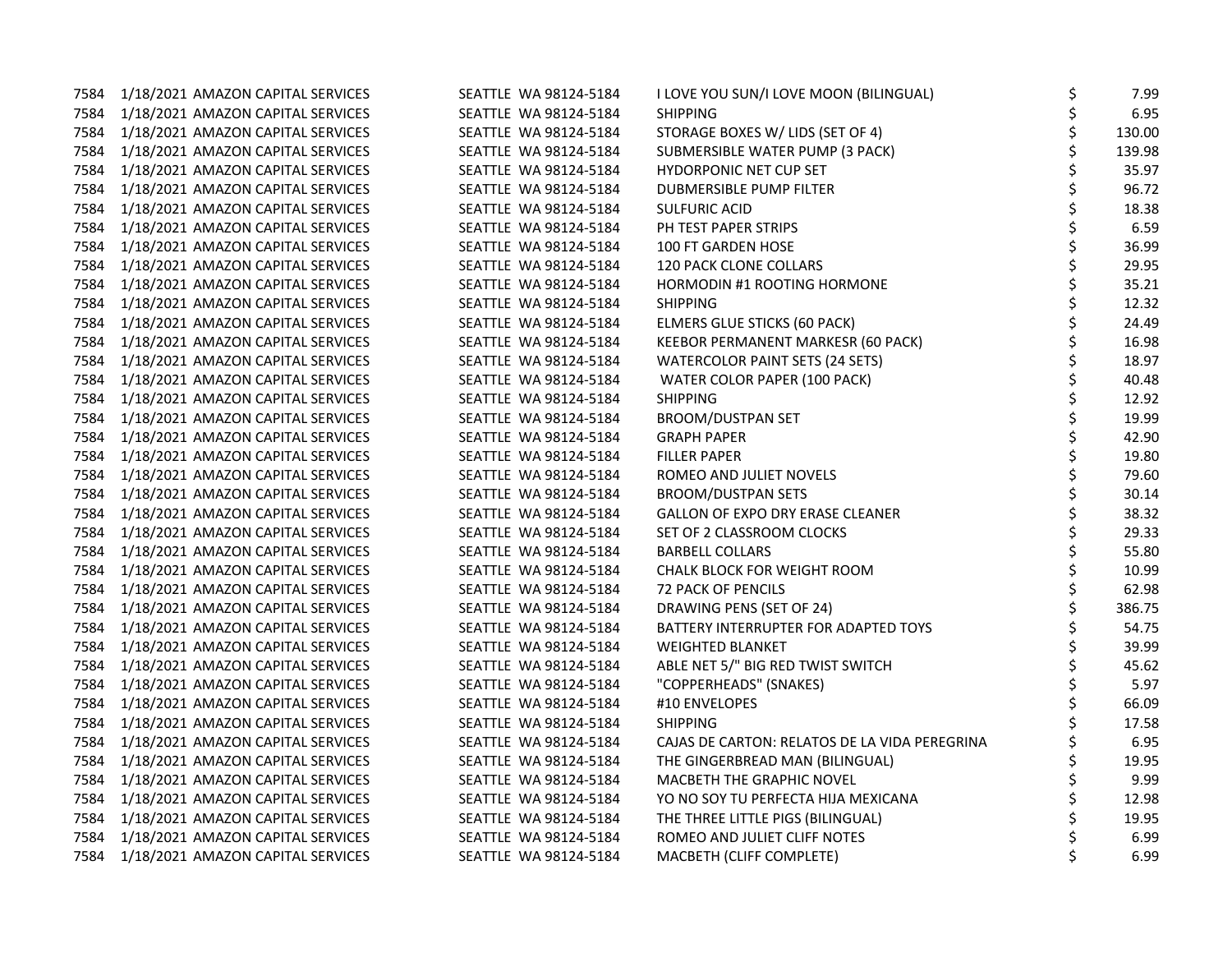| | | | | | |
|---|---|---|---|---|---|
| 7584 | 1/18/2021 | AMAZON CAPITAL SERVICES | SEATTLE WA 98124-5184 | I LOVE YOU SUN/I LOVE MOON (BILINGUAL) | $ 7.99 |
| 7584 | 1/18/2021 | AMAZON CAPITAL SERVICES | SEATTLE WA 98124-5184 | SHIPPING | $ 6.95 |
| 7584 | 1/18/2021 | AMAZON CAPITAL SERVICES | SEATTLE WA 98124-5184 | STORAGE BOXES W/ LIDS (SET OF 4) | $ 130.00 |
| 7584 | 1/18/2021 | AMAZON CAPITAL SERVICES | SEATTLE WA 98124-5184 | SUBMERSIBLE WATER PUMP (3 PACK) | $ 139.98 |
| 7584 | 1/18/2021 | AMAZON CAPITAL SERVICES | SEATTLE WA 98124-5184 | HYDORPONIC NET CUP SET | $ 35.97 |
| 7584 | 1/18/2021 | AMAZON CAPITAL SERVICES | SEATTLE WA 98124-5184 | DUBMERSIBLE PUMP FILTER | $ 96.72 |
| 7584 | 1/18/2021 | AMAZON CAPITAL SERVICES | SEATTLE WA 98124-5184 | SULFURIC ACID | $ 18.38 |
| 7584 | 1/18/2021 | AMAZON CAPITAL SERVICES | SEATTLE WA 98124-5184 | PH TEST PAPER STRIPS | $ 6.59 |
| 7584 | 1/18/2021 | AMAZON CAPITAL SERVICES | SEATTLE WA 98124-5184 | 100 FT GARDEN HOSE | $ 36.99 |
| 7584 | 1/18/2021 | AMAZON CAPITAL SERVICES | SEATTLE WA 98124-5184 | 120 PACK CLONE COLLARS | $ 29.95 |
| 7584 | 1/18/2021 | AMAZON CAPITAL SERVICES | SEATTLE WA 98124-5184 | HORMODIN #1 ROOTING HORMONE | $ 35.21 |
| 7584 | 1/18/2021 | AMAZON CAPITAL SERVICES | SEATTLE WA 98124-5184 | SHIPPING | $ 12.32 |
| 7584 | 1/18/2021 | AMAZON CAPITAL SERVICES | SEATTLE WA 98124-5184 | ELMERS GLUE STICKS (60 PACK) | $ 24.49 |
| 7584 | 1/18/2021 | AMAZON CAPITAL SERVICES | SEATTLE WA 98124-5184 | KEEBOR PERMANENT MARKESR (60 PACK) | $ 16.98 |
| 7584 | 1/18/2021 | AMAZON CAPITAL SERVICES | SEATTLE WA 98124-5184 | WATERCOLOR PAINT SETS (24 SETS) | $ 18.97 |
| 7584 | 1/18/2021 | AMAZON CAPITAL SERVICES | SEATTLE WA 98124-5184 | WATER COLOR PAPER (100 PACK) | $ 40.48 |
| 7584 | 1/18/2021 | AMAZON CAPITAL SERVICES | SEATTLE WA 98124-5184 | SHIPPING | $ 12.92 |
| 7584 | 1/18/2021 | AMAZON CAPITAL SERVICES | SEATTLE WA 98124-5184 | BROOM/DUSTPAN SET | $ 19.99 |
| 7584 | 1/18/2021 | AMAZON CAPITAL SERVICES | SEATTLE WA 98124-5184 | GRAPH PAPER | $ 42.90 |
| 7584 | 1/18/2021 | AMAZON CAPITAL SERVICES | SEATTLE WA 98124-5184 | FILLER PAPER | $ 19.80 |
| 7584 | 1/18/2021 | AMAZON CAPITAL SERVICES | SEATTLE WA 98124-5184 | ROMEO AND JULIET NOVELS | $ 79.60 |
| 7584 | 1/18/2021 | AMAZON CAPITAL SERVICES | SEATTLE WA 98124-5184 | BROOM/DUSTPAN SETS | $ 30.14 |
| 7584 | 1/18/2021 | AMAZON CAPITAL SERVICES | SEATTLE WA 98124-5184 | GALLON OF EXPO DRY ERASE CLEANER | $ 38.32 |
| 7584 | 1/18/2021 | AMAZON CAPITAL SERVICES | SEATTLE WA 98124-5184 | SET OF 2 CLASSROOM CLOCKS | $ 29.33 |
| 7584 | 1/18/2021 | AMAZON CAPITAL SERVICES | SEATTLE WA 98124-5184 | BARBELL COLLARS | $ 55.80 |
| 7584 | 1/18/2021 | AMAZON CAPITAL SERVICES | SEATTLE WA 98124-5184 | CHALK BLOCK FOR WEIGHT ROOM | $ 10.99 |
| 7584 | 1/18/2021 | AMAZON CAPITAL SERVICES | SEATTLE WA 98124-5184 | 72 PACK OF PENCILS | $ 62.98 |
| 7584 | 1/18/2021 | AMAZON CAPITAL SERVICES | SEATTLE WA 98124-5184 | DRAWING PENS (SET OF 24) | $ 386.75 |
| 7584 | 1/18/2021 | AMAZON CAPITAL SERVICES | SEATTLE WA 98124-5184 | BATTERY INTERRUPTER FOR ADAPTED TOYS | $ 54.75 |
| 7584 | 1/18/2021 | AMAZON CAPITAL SERVICES | SEATTLE WA 98124-5184 | WEIGHTED BLANKET | $ 39.99 |
| 7584 | 1/18/2021 | AMAZON CAPITAL SERVICES | SEATTLE WA 98124-5184 | ABLE NET 5/" BIG RED TWIST SWITCH | $ 45.62 |
| 7584 | 1/18/2021 | AMAZON CAPITAL SERVICES | SEATTLE WA 98124-5184 | "COPPERHEADS" (SNAKES) | $ 5.97 |
| 7584 | 1/18/2021 | AMAZON CAPITAL SERVICES | SEATTLE WA 98124-5184 | #10 ENVELOPES | $ 66.09 |
| 7584 | 1/18/2021 | AMAZON CAPITAL SERVICES | SEATTLE WA 98124-5184 | SHIPPING | $ 17.58 |
| 7584 | 1/18/2021 | AMAZON CAPITAL SERVICES | SEATTLE WA 98124-5184 | CAJAS DE CARTON: RELATOS DE LA VIDA PEREGRINA | $ 6.95 |
| 7584 | 1/18/2021 | AMAZON CAPITAL SERVICES | SEATTLE WA 98124-5184 | THE GINGERBREAD MAN (BILINGUAL) | $ 19.95 |
| 7584 | 1/18/2021 | AMAZON CAPITAL SERVICES | SEATTLE WA 98124-5184 | MACBETH THE GRAPHIC NOVEL | $ 9.99 |
| 7584 | 1/18/2021 | AMAZON CAPITAL SERVICES | SEATTLE WA 98124-5184 | YO NO SOY TU PERFECTA HIJA MEXICANA | $ 12.98 |
| 7584 | 1/18/2021 | AMAZON CAPITAL SERVICES | SEATTLE WA 98124-5184 | THE THREE LITTLE PIGS (BILINGUAL) | $ 19.95 |
| 7584 | 1/18/2021 | AMAZON CAPITAL SERVICES | SEATTLE WA 98124-5184 | ROMEO AND JULIET CLIFF NOTES | $ 6.99 |
| 7584 | 1/18/2021 | AMAZON CAPITAL SERVICES | SEATTLE WA 98124-5184 | MACBETH (CLIFF COMPLETE) | $ 6.99 |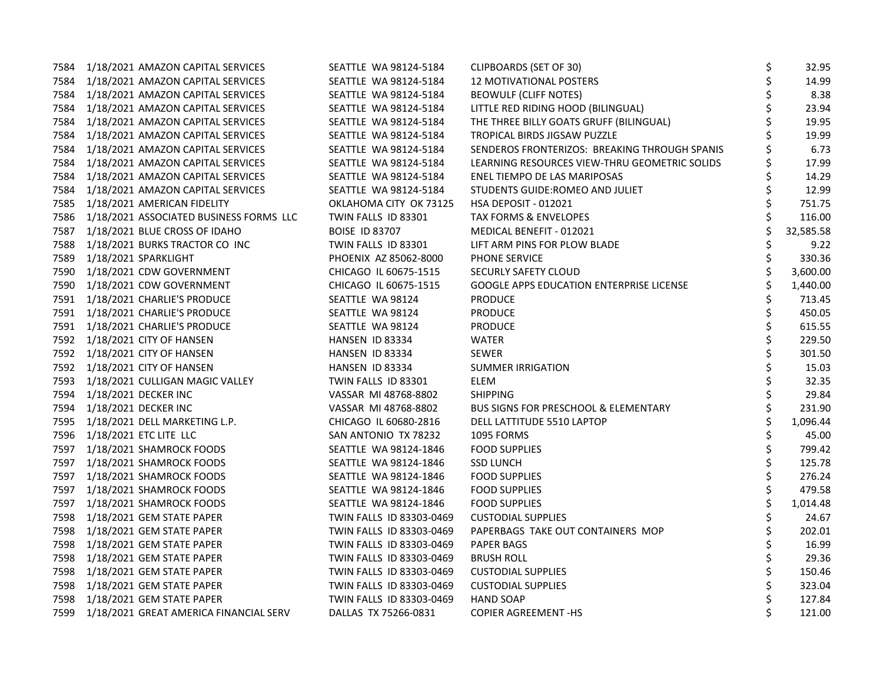| | | | | | |
|---|---|---|---|---|---|
| 7584 | 1/18/2021 | AMAZON CAPITAL SERVICES | SEATTLE WA 98124-5184 | CLIPBOARDS (SET OF 30) | $ 32.95 |
| 7584 | 1/18/2021 | AMAZON CAPITAL SERVICES | SEATTLE WA 98124-5184 | 12 MOTIVATIONAL POSTERS | $ 14.99 |
| 7584 | 1/18/2021 | AMAZON CAPITAL SERVICES | SEATTLE WA 98124-5184 | BEOWULF (CLIFF NOTES) | $ 8.38 |
| 7584 | 1/18/2021 | AMAZON CAPITAL SERVICES | SEATTLE WA 98124-5184 | LITTLE RED RIDING HOOD (BILINGUAL) | $ 23.94 |
| 7584 | 1/18/2021 | AMAZON CAPITAL SERVICES | SEATTLE WA 98124-5184 | THE THREE BILLY GOATS GRUFF (BILINGUAL) | $ 19.95 |
| 7584 | 1/18/2021 | AMAZON CAPITAL SERVICES | SEATTLE WA 98124-5184 | TROPICAL BIRDS JIGSAW PUZZLE | $ 19.99 |
| 7584 | 1/18/2021 | AMAZON CAPITAL SERVICES | SEATTLE WA 98124-5184 | SENDEROS FRONTERIZOS: BREAKING THROUGH SPANIS | $ 6.73 |
| 7584 | 1/18/2021 | AMAZON CAPITAL SERVICES | SEATTLE WA 98124-5184 | LEARNING RESOURCES VIEW-THRU GEOMETRIC SOLIDS | $ 17.99 |
| 7584 | 1/18/2021 | AMAZON CAPITAL SERVICES | SEATTLE WA 98124-5184 | ENEL TIEMPO DE LAS MARIPOSAS | $ 14.29 |
| 7584 | 1/18/2021 | AMAZON CAPITAL SERVICES | SEATTLE WA 98124-5184 | STUDENTS GUIDE:ROMEO AND JULIET | $ 12.99 |
| 7585 | 1/18/2021 | AMERICAN FIDELITY | OKLAHOMA CITY OK 73125 | HSA DEPOSIT - 012021 | $ 751.75 |
| 7586 | 1/18/2021 | ASSOCIATED BUSINESS FORMS LLC | TWIN FALLS ID 83301 | TAX FORMS & ENVELOPES | $ 116.00 |
| 7587 | 1/18/2021 | BLUE CROSS OF IDAHO | BOISE ID 83707 | MEDICAL BENEFIT - 012021 | $ 32,585.58 |
| 7588 | 1/18/2021 | BURKS TRACTOR CO INC | TWIN FALLS ID 83301 | LIFT ARM PINS FOR PLOW BLADE | $ 9.22 |
| 7589 | 1/18/2021 | SPARKLIGHT | PHOENIX AZ 85062-8000 | PHONE SERVICE | $ 330.36 |
| 7590 | 1/18/2021 | CDW GOVERNMENT | CHICAGO IL 60675-1515 | SECURLY SAFETY CLOUD | $ 3,600.00 |
| 7590 | 1/18/2021 | CDW GOVERNMENT | CHICAGO IL 60675-1515 | GOOGLE APPS EDUCATION ENTERPRISE LICENSE | $ 1,440.00 |
| 7591 | 1/18/2021 | CHARLIE'S PRODUCE | SEATTLE WA 98124 | PRODUCE | $ 713.45 |
| 7591 | 1/18/2021 | CHARLIE'S PRODUCE | SEATTLE WA 98124 | PRODUCE | $ 450.05 |
| 7591 | 1/18/2021 | CHARLIE'S PRODUCE | SEATTLE WA 98124 | PRODUCE | $ 615.55 |
| 7592 | 1/18/2021 | CITY OF HANSEN | HANSEN ID 83334 | WATER | $ 229.50 |
| 7592 | 1/18/2021 | CITY OF HANSEN | HANSEN ID 83334 | SEWER | $ 301.50 |
| 7592 | 1/18/2021 | CITY OF HANSEN | HANSEN ID 83334 | SUMMER IRRIGATION | $ 15.03 |
| 7593 | 1/18/2021 | CULLIGAN MAGIC VALLEY | TWIN FALLS ID 83301 | ELEM | $ 32.35 |
| 7594 | 1/18/2021 | DECKER INC | VASSAR MI 48768-8802 | SHIPPING | $ 29.84 |
| 7594 | 1/18/2021 | DECKER INC | VASSAR MI 48768-8802 | BUS SIGNS FOR PRESCHOOL & ELEMENTARY | $ 231.90 |
| 7595 | 1/18/2021 | DELL MARKETING L.P. | CHICAGO IL 60680-2816 | DELL LATTITUDE 5510 LAPTOP | $ 1,096.44 |
| 7596 | 1/18/2021 | ETC LITE LLC | SAN ANTONIO TX 78232 | 1095 FORMS | $ 45.00 |
| 7597 | 1/18/2021 | SHAMROCK FOODS | SEATTLE WA 98124-1846 | FOOD SUPPLIES | $ 799.42 |
| 7597 | 1/18/2021 | SHAMROCK FOODS | SEATTLE WA 98124-1846 | SSD LUNCH | $ 125.78 |
| 7597 | 1/18/2021 | SHAMROCK FOODS | SEATTLE WA 98124-1846 | FOOD SUPPLIES | $ 276.24 |
| 7597 | 1/18/2021 | SHAMROCK FOODS | SEATTLE WA 98124-1846 | FOOD SUPPLIES | $ 479.58 |
| 7597 | 1/18/2021 | SHAMROCK FOODS | SEATTLE WA 98124-1846 | FOOD SUPPLIES | $ 1,014.48 |
| 7598 | 1/18/2021 | GEM STATE PAPER | TWIN FALLS ID 83303-0469 | CUSTODIAL SUPPLIES | $ 24.67 |
| 7598 | 1/18/2021 | GEM STATE PAPER | TWIN FALLS ID 83303-0469 | PAPERBAGS TAKE OUT CONTAINERS MOP | $ 202.01 |
| 7598 | 1/18/2021 | GEM STATE PAPER | TWIN FALLS ID 83303-0469 | PAPER BAGS | $ 16.99 |
| 7598 | 1/18/2021 | GEM STATE PAPER | TWIN FALLS ID 83303-0469 | BRUSH ROLL | $ 29.36 |
| 7598 | 1/18/2021 | GEM STATE PAPER | TWIN FALLS ID 83303-0469 | CUSTODIAL SUPPLIES | $ 150.46 |
| 7598 | 1/18/2021 | GEM STATE PAPER | TWIN FALLS ID 83303-0469 | CUSTODIAL SUPPLIES | $ 323.04 |
| 7598 | 1/18/2021 | GEM STATE PAPER | TWIN FALLS ID 83303-0469 | HAND SOAP | $ 127.84 |
| 7599 | 1/18/2021 | GREAT AMERICA FINANCIAL SERV | DALLAS TX 75266-0831 | COPIER AGREEMENT -HS | $ 121.00 |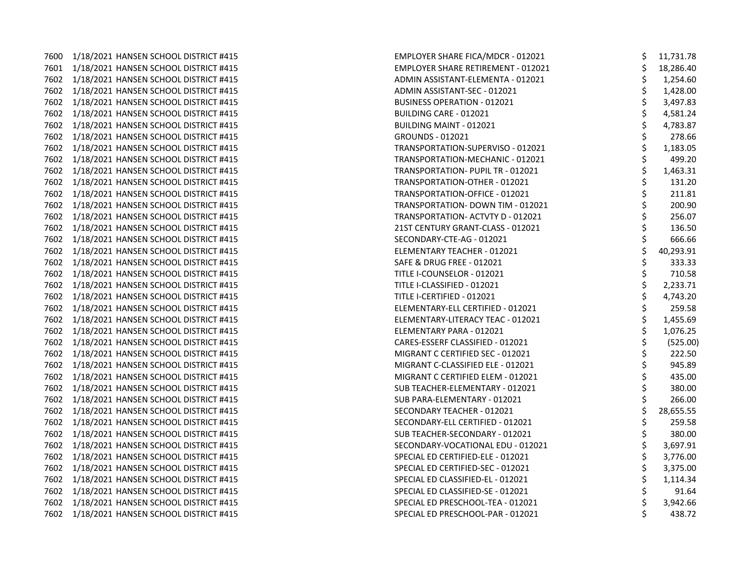| | | | | | |
|---|---|---|---|---|---|
| 7600 | 1/18/2021 | HANSEN SCHOOL DISTRICT #415 | EMPLOYER SHARE FICA/MDCR - 012021 | $ | 11,731.78 |
| 7601 | 1/18/2021 | HANSEN SCHOOL DISTRICT #415 | EMPLOYER SHARE RETIREMENT - 012021 | $ | 18,286.40 |
| 7602 | 1/18/2021 | HANSEN SCHOOL DISTRICT #415 | ADMIN ASSISTANT-ELEMENTA - 012021 | $ | 1,254.60 |
| 7602 | 1/18/2021 | HANSEN SCHOOL DISTRICT #415 | ADMIN ASSISTANT-SEC - 012021 | $ | 1,428.00 |
| 7602 | 1/18/2021 | HANSEN SCHOOL DISTRICT #415 | BUSINESS OPERATION - 012021 | $ | 3,497.83 |
| 7602 | 1/18/2021 | HANSEN SCHOOL DISTRICT #415 | BUILDING CARE - 012021 | $ | 4,581.24 |
| 7602 | 1/18/2021 | HANSEN SCHOOL DISTRICT #415 | BUILDING MAINT - 012021 | $ | 4,783.87 |
| 7602 | 1/18/2021 | HANSEN SCHOOL DISTRICT #415 | GROUNDS - 012021 | $ | 278.66 |
| 7602 | 1/18/2021 | HANSEN SCHOOL DISTRICT #415 | TRANSPORTATION-SUPERVISO - 012021 | $ | 1,183.05 |
| 7602 | 1/18/2021 | HANSEN SCHOOL DISTRICT #415 | TRANSPORTATION-MECHANIC - 012021 | $ | 499.20 |
| 7602 | 1/18/2021 | HANSEN SCHOOL DISTRICT #415 | TRANSPORTATION- PUPIL TR - 012021 | $ | 1,463.31 |
| 7602 | 1/18/2021 | HANSEN SCHOOL DISTRICT #415 | TRANSPORTATION-OTHER - 012021 | $ | 131.20 |
| 7602 | 1/18/2021 | HANSEN SCHOOL DISTRICT #415 | TRANSPORTATION-OFFICE - 012021 | $ | 211.81 |
| 7602 | 1/18/2021 | HANSEN SCHOOL DISTRICT #415 | TRANSPORTATION- DOWN TIM - 012021 | $ | 200.90 |
| 7602 | 1/18/2021 | HANSEN SCHOOL DISTRICT #415 | TRANSPORTATION- ACTVTY D - 012021 | $ | 256.07 |
| 7602 | 1/18/2021 | HANSEN SCHOOL DISTRICT #415 | 21ST CENTURY GRANT-CLASS - 012021 | $ | 136.50 |
| 7602 | 1/18/2021 | HANSEN SCHOOL DISTRICT #415 | SECONDARY-CTE-AG - 012021 | $ | 666.66 |
| 7602 | 1/18/2021 | HANSEN SCHOOL DISTRICT #415 | ELEMENTARY TEACHER - 012021 | $ | 40,293.91 |
| 7602 | 1/18/2021 | HANSEN SCHOOL DISTRICT #415 | SAFE & DRUG FREE - 012021 | $ | 333.33 |
| 7602 | 1/18/2021 | HANSEN SCHOOL DISTRICT #415 | TITLE I-COUNSELOR - 012021 | $ | 710.58 |
| 7602 | 1/18/2021 | HANSEN SCHOOL DISTRICT #415 | TITLE I-CLASSIFIED - 012021 | $ | 2,233.71 |
| 7602 | 1/18/2021 | HANSEN SCHOOL DISTRICT #415 | TITLE I-CERTIFIED - 012021 | $ | 4,743.20 |
| 7602 | 1/18/2021 | HANSEN SCHOOL DISTRICT #415 | ELEMENTARY-ELL CERTIFIED - 012021 | $ | 259.58 |
| 7602 | 1/18/2021 | HANSEN SCHOOL DISTRICT #415 | ELEMENTARY-LITERACY TEAC - 012021 | $ | 1,455.69 |
| 7602 | 1/18/2021 | HANSEN SCHOOL DISTRICT #415 | ELEMENTARY PARA - 012021 | $ | 1,076.25 |
| 7602 | 1/18/2021 | HANSEN SCHOOL DISTRICT #415 | CARES-ESSERF CLASSIFIED - 012021 | $ | (525.00) |
| 7602 | 1/18/2021 | HANSEN SCHOOL DISTRICT #415 | MIGRANT C CERTIFIED SEC - 012021 | $ | 222.50 |
| 7602 | 1/18/2021 | HANSEN SCHOOL DISTRICT #415 | MIGRANT C-CLASSIFIED ELE - 012021 | $ | 945.89 |
| 7602 | 1/18/2021 | HANSEN SCHOOL DISTRICT #415 | MIGRANT C CERTIFIED ELEM - 012021 | $ | 435.00 |
| 7602 | 1/18/2021 | HANSEN SCHOOL DISTRICT #415 | SUB TEACHER-ELEMENTARY - 012021 | $ | 380.00 |
| 7602 | 1/18/2021 | HANSEN SCHOOL DISTRICT #415 | SUB PARA-ELEMENTARY - 012021 | $ | 266.00 |
| 7602 | 1/18/2021 | HANSEN SCHOOL DISTRICT #415 | SECONDARY TEACHER - 012021 | $ | 28,655.55 |
| 7602 | 1/18/2021 | HANSEN SCHOOL DISTRICT #415 | SECONDARY-ELL CERTIFIED - 012021 | $ | 259.58 |
| 7602 | 1/18/2021 | HANSEN SCHOOL DISTRICT #415 | SUB TEACHER-SECONDARY - 012021 | $ | 380.00 |
| 7602 | 1/18/2021 | HANSEN SCHOOL DISTRICT #415 | SECONDARY-VOCATIONAL EDU - 012021 | $ | 3,697.91 |
| 7602 | 1/18/2021 | HANSEN SCHOOL DISTRICT #415 | SPECIAL ED CERTIFIED-ELE - 012021 | $ | 3,776.00 |
| 7602 | 1/18/2021 | HANSEN SCHOOL DISTRICT #415 | SPECIAL ED CERTIFIED-SEC - 012021 | $ | 3,375.00 |
| 7602 | 1/18/2021 | HANSEN SCHOOL DISTRICT #415 | SPECIAL ED CLASSIFIED-EL - 012021 | $ | 1,114.34 |
| 7602 | 1/18/2021 | HANSEN SCHOOL DISTRICT #415 | SPECIAL ED CLASSIFIED-SE - 012021 | $ | 91.64 |
| 7602 | 1/18/2021 | HANSEN SCHOOL DISTRICT #415 | SPECIAL ED PRESCHOOL-TEA - 012021 | $ | 3,942.66 |
| 7602 | 1/18/2021 | HANSEN SCHOOL DISTRICT #415 | SPECIAL ED PRESCHOOL-PAR - 012021 | $ | 438.72 |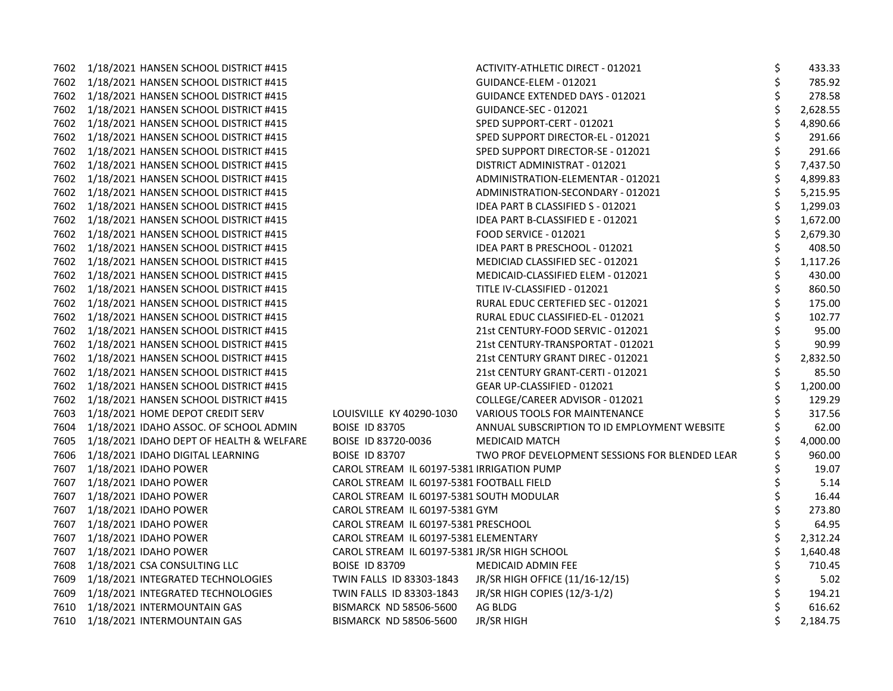| | | | | | |
|---|---|---|---|---|---|
| 7602 | 1/18/2021 | HANSEN SCHOOL DISTRICT #415 | | ACTIVITY-ATHLETIC DIRECT - 012021 | $ 433.33 |
| 7602 | 1/18/2021 | HANSEN SCHOOL DISTRICT #415 | | GUIDANCE-ELEM - 012021 | $ 785.92 |
| 7602 | 1/18/2021 | HANSEN SCHOOL DISTRICT #415 | | GUIDANCE EXTENDED DAYS - 012021 | $ 278.58 |
| 7602 | 1/18/2021 | HANSEN SCHOOL DISTRICT #415 | | GUIDANCE-SEC - 012021 | $ 2,628.55 |
| 7602 | 1/18/2021 | HANSEN SCHOOL DISTRICT #415 | | SPED SUPPORT-CERT - 012021 | $ 4,890.66 |
| 7602 | 1/18/2021 | HANSEN SCHOOL DISTRICT #415 | | SPED SUPPORT DIRECTOR-EL - 012021 | $ 291.66 |
| 7602 | 1/18/2021 | HANSEN SCHOOL DISTRICT #415 | | SPED SUPPORT DIRECTOR-SE - 012021 | $ 291.66 |
| 7602 | 1/18/2021 | HANSEN SCHOOL DISTRICT #415 | | DISTRICT ADMINISTRAT - 012021 | $ 7,437.50 |
| 7602 | 1/18/2021 | HANSEN SCHOOL DISTRICT #415 | | ADMINISTRATION-ELEMENTAR - 012021 | $ 4,899.83 |
| 7602 | 1/18/2021 | HANSEN SCHOOL DISTRICT #415 | | ADMINISTRATION-SECONDARY - 012021 | $ 5,215.95 |
| 7602 | 1/18/2021 | HANSEN SCHOOL DISTRICT #415 | | IDEA PART B CLASSIFIED S - 012021 | $ 1,299.03 |
| 7602 | 1/18/2021 | HANSEN SCHOOL DISTRICT #415 | | IDEA PART B-CLASSIFIED E - 012021 | $ 1,672.00 |
| 7602 | 1/18/2021 | HANSEN SCHOOL DISTRICT #415 | | FOOD SERVICE - 012021 | $ 2,679.30 |
| 7602 | 1/18/2021 | HANSEN SCHOOL DISTRICT #415 | | IDEA PART B PRESCHOOL - 012021 | $ 408.50 |
| 7602 | 1/18/2021 | HANSEN SCHOOL DISTRICT #415 | | MEDICIAD CLASSIFIED SEC - 012021 | $ 1,117.26 |
| 7602 | 1/18/2021 | HANSEN SCHOOL DISTRICT #415 | | MEDICAID-CLASSIFIED ELEM - 012021 | $ 430.00 |
| 7602 | 1/18/2021 | HANSEN SCHOOL DISTRICT #415 | | TITLE IV-CLASSIFIED - 012021 | $ 860.50 |
| 7602 | 1/18/2021 | HANSEN SCHOOL DISTRICT #415 | | RURAL EDUC CERTEFIED SEC - 012021 | $ 175.00 |
| 7602 | 1/18/2021 | HANSEN SCHOOL DISTRICT #415 | | RURAL EDUC CLASSIFIED-EL - 012021 | $ 102.77 |
| 7602 | 1/18/2021 | HANSEN SCHOOL DISTRICT #415 | | 21st CENTURY-FOOD SERVIC - 012021 | $ 95.00 |
| 7602 | 1/18/2021 | HANSEN SCHOOL DISTRICT #415 | | 21st CENTURY-TRANSPORTAT - 012021 | $ 90.99 |
| 7602 | 1/18/2021 | HANSEN SCHOOL DISTRICT #415 | | 21st CENTURY GRANT DIREC - 012021 | $ 2,832.50 |
| 7602 | 1/18/2021 | HANSEN SCHOOL DISTRICT #415 | | 21st CENTURY GRANT-CERTI - 012021 | $ 85.50 |
| 7602 | 1/18/2021 | HANSEN SCHOOL DISTRICT #415 | | GEAR UP-CLASSIFIED - 012021 | $ 1,200.00 |
| 7602 | 1/18/2021 | HANSEN SCHOOL DISTRICT #415 | | COLLEGE/CAREER ADVISOR - 012021 | $ 129.29 |
| 7603 | 1/18/2021 | HOME DEPOT CREDIT SERV | LOUISVILLE KY 40290-1030 | VARIOUS TOOLS FOR MAINTENANCE | $ 317.56 |
| 7604 | 1/18/2021 | IDAHO ASSOC. OF SCHOOL ADMIN | BOISE ID 83705 | ANNUAL SUBSCRIPTION TO ID EMPLOYMENT WEBSITE | $ 62.00 |
| 7605 | 1/18/2021 | IDAHO DEPT OF HEALTH & WELFARE | BOISE ID 83720-0036 | MEDICAID MATCH | $ 4,000.00 |
| 7606 | 1/18/2021 | IDAHO DIGITAL LEARNING | BOISE ID 83707 | TWO PROF DEVELOPMENT SESSIONS FOR BLENDED LEAR | $ 960.00 |
| 7607 | 1/18/2021 | IDAHO POWER | CAROL STREAM IL 60197-5381 | IRRIGATION PUMP | $ 19.07 |
| 7607 | 1/18/2021 | IDAHO POWER | CAROL STREAM IL 60197-5381 | FOOTBALL FIELD | $ 5.14 |
| 7607 | 1/18/2021 | IDAHO POWER | CAROL STREAM IL 60197-5381 | SOUTH MODULAR | $ 16.44 |
| 7607 | 1/18/2021 | IDAHO POWER | CAROL STREAM IL 60197-5381 | GYM | $ 273.80 |
| 7607 | 1/18/2021 | IDAHO POWER | CAROL STREAM IL 60197-5381 | PRESCHOOL | $ 64.95 |
| 7607 | 1/18/2021 | IDAHO POWER | CAROL STREAM IL 60197-5381 | ELEMENTARY | $ 2,312.24 |
| 7607 | 1/18/2021 | IDAHO POWER | CAROL STREAM IL 60197-5381 | JR/SR HIGH SCHOOL | $ 1,640.48 |
| 7608 | 1/18/2021 | CSA CONSULTING LLC | BOISE ID 83709 | MEDICAID ADMIN FEE | $ 710.45 |
| 7609 | 1/18/2021 | INTEGRATED TECHNOLOGIES | TWIN FALLS ID 83303-1843 | JR/SR HIGH OFFICE (11/16-12/15) | $ 5.02 |
| 7609 | 1/18/2021 | INTEGRATED TECHNOLOGIES | TWIN FALLS ID 83303-1843 | JR/SR HIGH COPIES (12/3-1/2) | $ 194.21 |
| 7610 | 1/18/2021 | INTERMOUNTAIN GAS | BISMARCK ND 58506-5600 | AG BLDG | $ 616.62 |
| 7610 | 1/18/2021 | INTERMOUNTAIN GAS | BISMARCK ND 58506-5600 | JR/SR HIGH | $ 2,184.75 |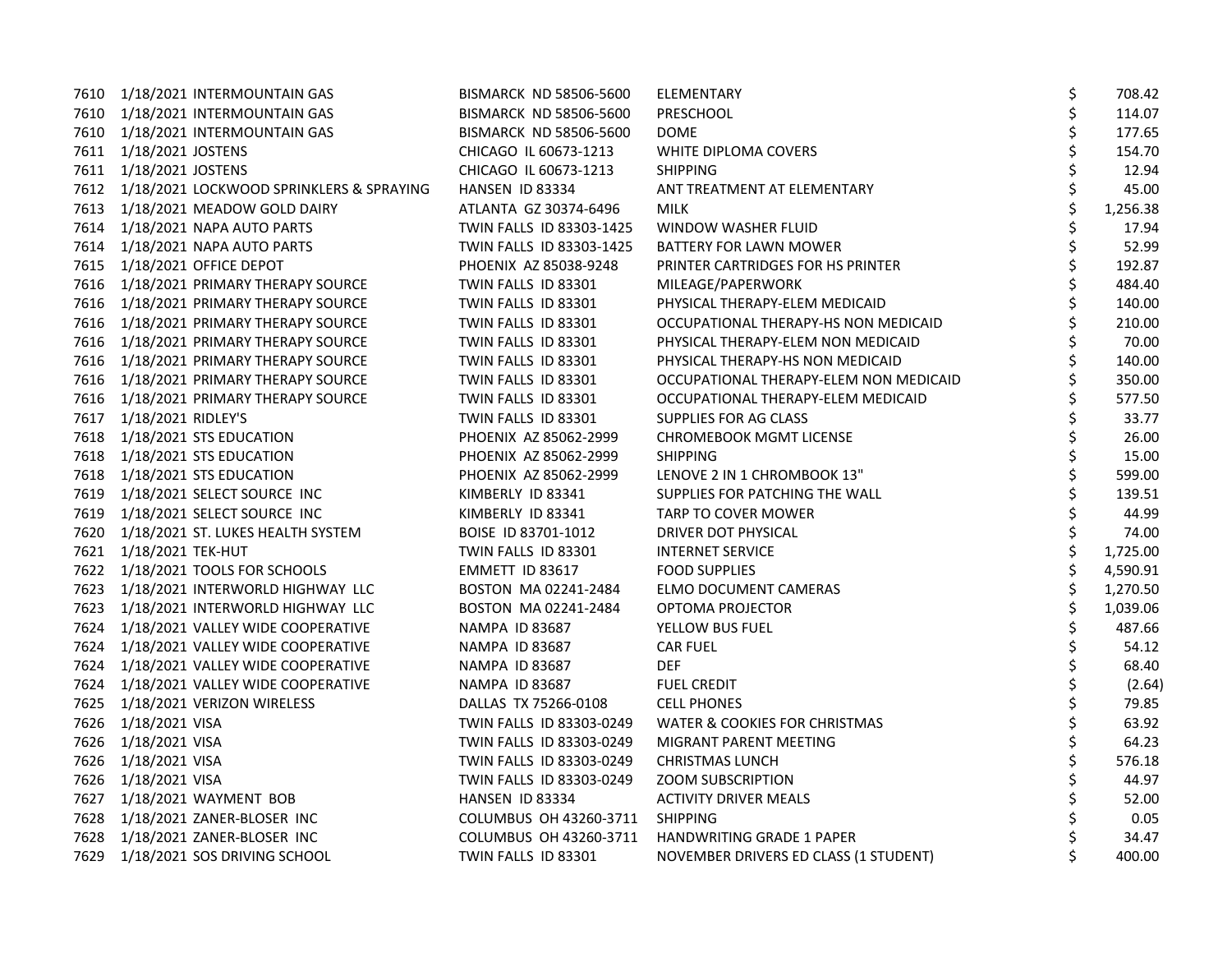| | | | | | |
|---|---|---|---|---|---|
| 7610 | 1/18/2021 | INTERMOUNTAIN GAS | BISMARCK ND 58506-5600 | ELEMENTARY | $ 708.42 |
| 7610 | 1/18/2021 | INTERMOUNTAIN GAS | BISMARCK ND 58506-5600 | PRESCHOOL | $ 114.07 |
| 7610 | 1/18/2021 | INTERMOUNTAIN GAS | BISMARCK ND 58506-5600 | DOME | $ 177.65 |
| 7611 | 1/18/2021 | JOSTENS | CHICAGO IL 60673-1213 | WHITE DIPLOMA COVERS | $ 154.70 |
| 7611 | 1/18/2021 | JOSTENS | CHICAGO IL 60673-1213 | SHIPPING | $ 12.94 |
| 7612 | 1/18/2021 | LOCKWOOD SPRINKLERS & SPRAYING | HANSEN ID 83334 | ANT TREATMENT AT ELEMENTARY | $ 45.00 |
| 7613 | 1/18/2021 | MEADOW GOLD DAIRY | ATLANTA GZ 30374-6496 | MILK | $ 1,256.38 |
| 7614 | 1/18/2021 | NAPA AUTO PARTS | TWIN FALLS ID 83303-1425 | WINDOW WASHER FLUID | $ 17.94 |
| 7614 | 1/18/2021 | NAPA AUTO PARTS | TWIN FALLS ID 83303-1425 | BATTERY FOR LAWN MOWER | $ 52.99 |
| 7615 | 1/18/2021 | OFFICE DEPOT | PHOENIX AZ 85038-9248 | PRINTER CARTRIDGES FOR HS PRINTER | $ 192.87 |
| 7616 | 1/18/2021 | PRIMARY THERAPY SOURCE | TWIN FALLS ID 83301 | MILEAGE/PAPERWORK | $ 484.40 |
| 7616 | 1/18/2021 | PRIMARY THERAPY SOURCE | TWIN FALLS ID 83301 | PHYSICAL THERAPY-ELEM MEDICAID | $ 140.00 |
| 7616 | 1/18/2021 | PRIMARY THERAPY SOURCE | TWIN FALLS ID 83301 | OCCUPATIONAL THERAPY-HS NON MEDICAID | $ 210.00 |
| 7616 | 1/18/2021 | PRIMARY THERAPY SOURCE | TWIN FALLS ID 83301 | PHYSICAL THERAPY-ELEM NON MEDICAID | $ 70.00 |
| 7616 | 1/18/2021 | PRIMARY THERAPY SOURCE | TWIN FALLS ID 83301 | PHYSICAL THERAPY-HS NON MEDICAID | $ 140.00 |
| 7616 | 1/18/2021 | PRIMARY THERAPY SOURCE | TWIN FALLS ID 83301 | OCCUPATIONAL THERAPY-ELEM NON MEDICAID | $ 350.00 |
| 7616 | 1/18/2021 | PRIMARY THERAPY SOURCE | TWIN FALLS ID 83301 | OCCUPATIONAL THERAPY-ELEM MEDICAID | $ 577.50 |
| 7617 | 1/18/2021 | RIDLEY'S | TWIN FALLS ID 83301 | SUPPLIES FOR AG CLASS | $ 33.77 |
| 7618 | 1/18/2021 | STS EDUCATION | PHOENIX AZ 85062-2999 | CHROMEBOOK MGMT LICENSE | $ 26.00 |
| 7618 | 1/18/2021 | STS EDUCATION | PHOENIX AZ 85062-2999 | SHIPPING | $ 15.00 |
| 7618 | 1/18/2021 | STS EDUCATION | PHOENIX AZ 85062-2999 | LENOVE 2 IN 1 CHROMBOOK 13" | $ 599.00 |
| 7619 | 1/18/2021 | SELECT SOURCE INC | KIMBERLY ID 83341 | SUPPLIES FOR PATCHING THE WALL | $ 139.51 |
| 7619 | 1/18/2021 | SELECT SOURCE INC | KIMBERLY ID 83341 | TARP TO COVER MOWER | $ 44.99 |
| 7620 | 1/18/2021 | ST. LUKES HEALTH SYSTEM | BOISE ID 83701-1012 | DRIVER DOT PHYSICAL | $ 74.00 |
| 7621 | 1/18/2021 | TEK-HUT | TWIN FALLS ID 83301 | INTERNET SERVICE | $ 1,725.00 |
| 7622 | 1/18/2021 | TOOLS FOR SCHOOLS | EMMETT ID 83617 | FOOD SUPPLIES | $ 4,590.91 |
| 7623 | 1/18/2021 | INTERWORLD HIGHWAY LLC | BOSTON MA 02241-2484 | ELMO DOCUMENT CAMERAS | $ 1,270.50 |
| 7623 | 1/18/2021 | INTERWORLD HIGHWAY LLC | BOSTON MA 02241-2484 | OPTOMA PROJECTOR | $ 1,039.06 |
| 7624 | 1/18/2021 | VALLEY WIDE COOPERATIVE | NAMPA ID 83687 | YELLOW BUS FUEL | $ 487.66 |
| 7624 | 1/18/2021 | VALLEY WIDE COOPERATIVE | NAMPA ID 83687 | CAR FUEL | $ 54.12 |
| 7624 | 1/18/2021 | VALLEY WIDE COOPERATIVE | NAMPA ID 83687 | DEF | $ 68.40 |
| 7624 | 1/18/2021 | VALLEY WIDE COOPERATIVE | NAMPA ID 83687 | FUEL CREDIT | $ (2.64) |
| 7625 | 1/18/2021 | VERIZON WIRELESS | DALLAS TX 75266-0108 | CELL PHONES | $ 79.85 |
| 7626 | 1/18/2021 | VISA | TWIN FALLS ID 83303-0249 | WATER & COOKIES FOR CHRISTMAS | $ 63.92 |
| 7626 | 1/18/2021 | VISA | TWIN FALLS ID 83303-0249 | MIGRANT PARENT MEETING | $ 64.23 |
| 7626 | 1/18/2021 | VISA | TWIN FALLS ID 83303-0249 | CHRISTMAS LUNCH | $ 576.18 |
| 7626 | 1/18/2021 | VISA | TWIN FALLS ID 83303-0249 | ZOOM SUBSCRIPTION | $ 44.97 |
| 7627 | 1/18/2021 | WAYMENT BOB | HANSEN ID 83334 | ACTIVITY DRIVER MEALS | $ 52.00 |
| 7628 | 1/18/2021 | ZANER-BLOSER INC | COLUMBUS OH 43260-3711 | SHIPPING | $ 0.05 |
| 7628 | 1/18/2021 | ZANER-BLOSER INC | COLUMBUS OH 43260-3711 | HANDWRITING GRADE 1 PAPER | $ 34.47 |
| 7629 | 1/18/2021 | SOS DRIVING SCHOOL | TWIN FALLS ID 83301 | NOVEMBER DRIVERS ED CLASS (1 STUDENT) | $ 400.00 |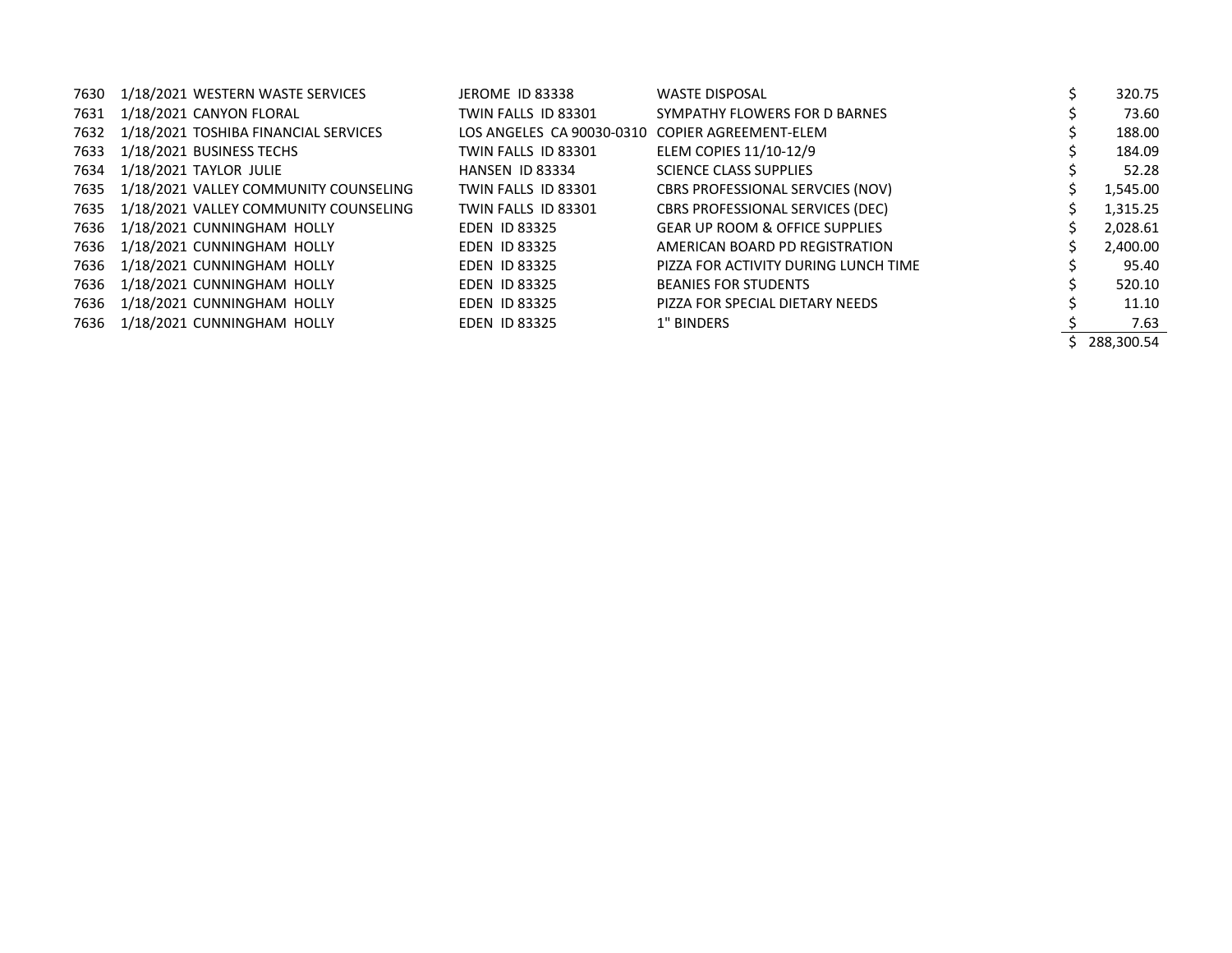| | | | | | |
|---|---|---|---|---|---|
| 7630 | 1/18/2021 | WESTERN WASTE SERVICES | JEROME ID 83338 | WASTE DISPOSAL | $ 320.75 |
| 7631 | 1/18/2021 | CANYON FLORAL | TWIN FALLS ID 83301 | SYMPATHY FLOWERS FOR D BARNES | $ 73.60 |
| 7632 | 1/18/2021 | TOSHIBA FINANCIAL SERVICES | LOS ANGELES CA 90030-0310 | COPIER AGREEMENT-ELEM | $ 188.00 |
| 7633 | 1/18/2021 | BUSINESS TECHS | TWIN FALLS ID 83301 | ELEM COPIES 11/10-12/9 | $ 184.09 |
| 7634 | 1/18/2021 | TAYLOR JULIE | HANSEN ID 83334 | SCIENCE CLASS SUPPLIES | $ 52.28 |
| 7635 | 1/18/2021 | VALLEY COMMUNITY COUNSELING | TWIN FALLS ID 83301 | CBRS PROFESSIONAL SERVCIES (NOV) | $ 1,545.00 |
| 7635 | 1/18/2021 | VALLEY COMMUNITY COUNSELING | TWIN FALLS ID 83301 | CBRS PROFESSIONAL SERVICES (DEC) | $ 1,315.25 |
| 7636 | 1/18/2021 | CUNNINGHAM HOLLY | EDEN ID 83325 | GEAR UP ROOM & OFFICE SUPPLIES | $ 2,028.61 |
| 7636 | 1/18/2021 | CUNNINGHAM HOLLY | EDEN ID 83325 | AMERICAN BOARD PD REGISTRATION | $ 2,400.00 |
| 7636 | 1/18/2021 | CUNNINGHAM HOLLY | EDEN ID 83325 | PIZZA FOR ACTIVITY DURING LUNCH TIME | $ 95.40 |
| 7636 | 1/18/2021 | CUNNINGHAM HOLLY | EDEN ID 83325 | BEANIES FOR STUDENTS | $ 520.10 |
| 7636 | 1/18/2021 | CUNNINGHAM HOLLY | EDEN ID 83325 | PIZZA FOR SPECIAL DIETARY NEEDS | $ 11.10 |
| 7636 | 1/18/2021 | CUNNINGHAM HOLLY | EDEN ID 83325 | 1" BINDERS | $ 7.63 |
| | | | | | $ 288,300.54 |